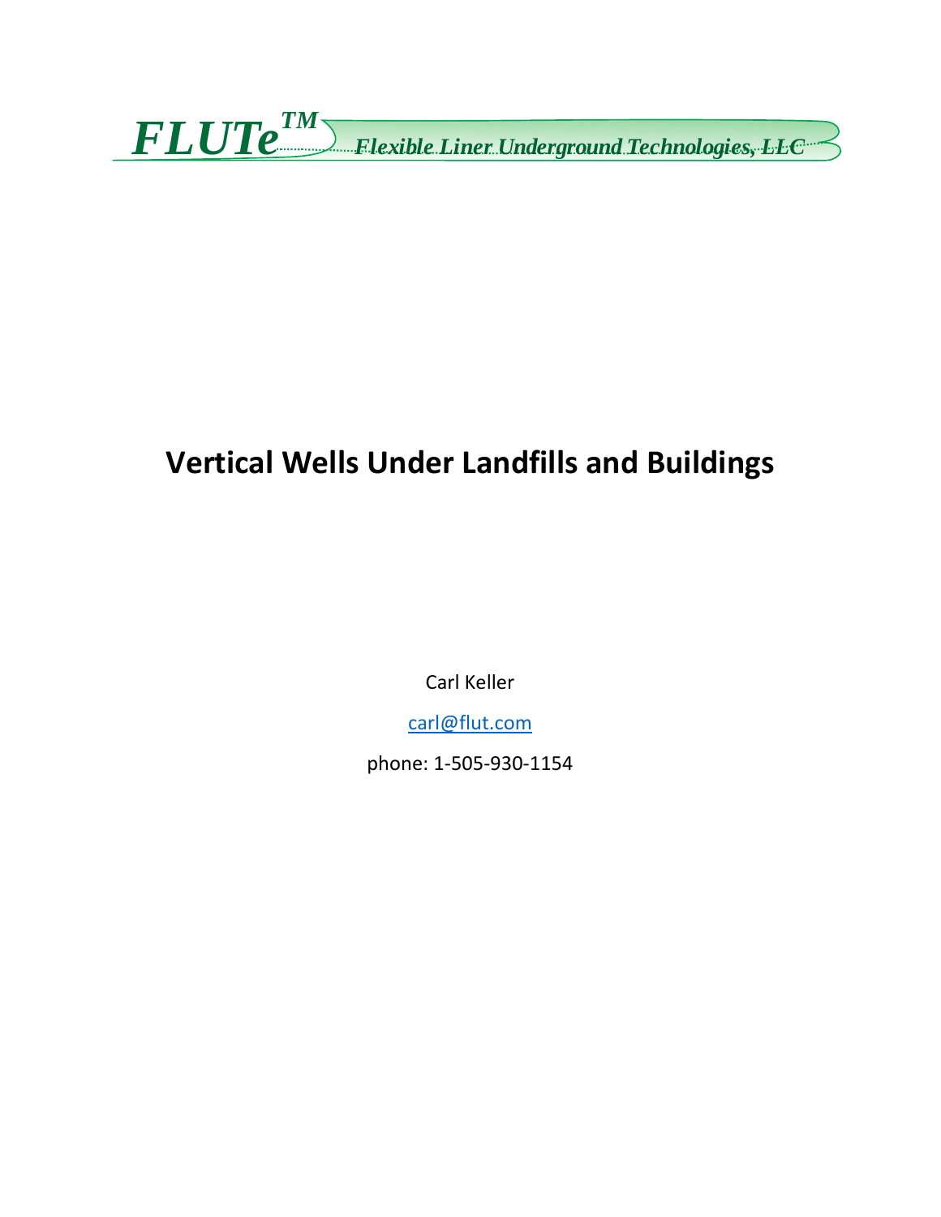*FLUTe*™ *Flexible Liner Underground Technologies, LLC*

# Vertical Wells Under Landfills and Buildings

Carl Keller

carl@flut.com

phone: 1-505-930-1154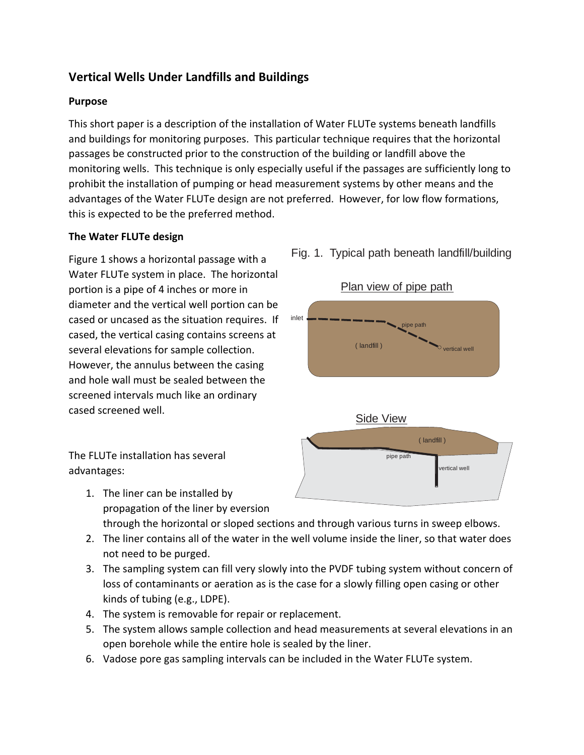## Vertical Wells Under Landfills and Buildings

### Purpose

This short paper is a description of the installation of Water FLUTe systems beneath landfills and buildings for monitoring purposes. This particular technique requires that the horizontal passages be constructed prior to the construction of the building or landfill above the monitoring wells. This technique is only especially useful if the passages are sufficiently long to prohibit the installation of pumping or head measurement systems by other means and the advantages of the Water FLUTe design are not preferred. However, for low flow formations, this is expected to be the preferred method.

### The Water FLUTe design

Figure 1 shows a horizontal passage with a Water FLUTe system in place. The horizontal portion is a pipe of 4 inches or more in diameter and the vertical well portion can be cased or uncased as the situation requires. If cased, the vertical casing contains screens at several elevations for sample collection. However, the annulus between the casing and hole wall must be sealed between the screened intervals much like an ordinary cased screened well.

Fig. 1. Typical path beneath landfill/building

The FLUTe installation has several advantages:

1. The liner can be installed by propagation of the liner by eversion through the horizontal or sloped sections and through various turns in sweep elbows.
2. The liner contains all of the water in the well volume inside the liner, so that water does not need to be purged.
3. The sampling system can fill very slowly into the PVDF tubing system without concern of loss of contaminants or aeration as is the case for a slowly filling open casing or other kinds of tubing (e.g., LDPE).
4. The system is removable for repair or replacement.
5. The system allows sample collection and head measurements at several elevations in an open borehole while the entire hole is sealed by the liner.
6. Vadose pore gas sampling intervals can be included in the Water FLUTe system.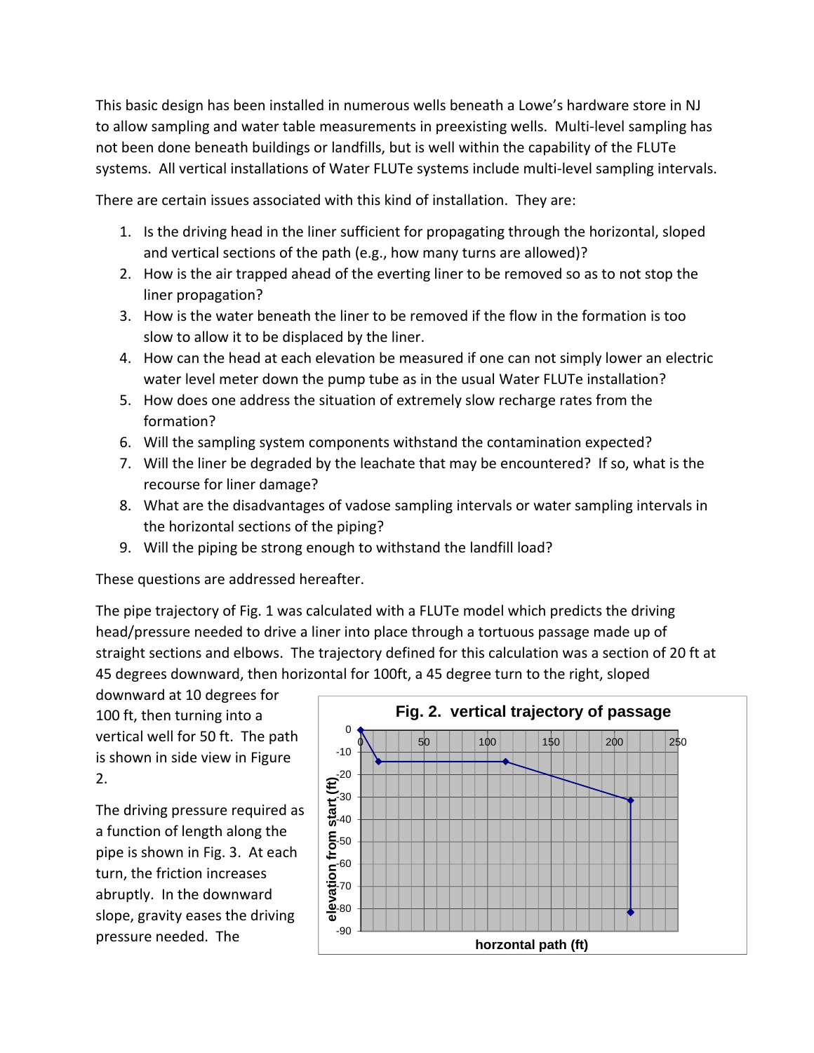This basic design has been installed in numerous wells beneath a Lowe's hardware store in NJ to allow sampling and water table measurements in preexisting wells. Multi-level sampling has not been done beneath buildings or landfills, but is well within the capability of the FLUTe systems. All vertical installations of Water FLUTe systems include multi-level sampling intervals.

There are certain issues associated with this kind of installation. They are:

1. Is the driving head in the liner sufficient for propagating through the horizontal, sloped and vertical sections of the path (e.g., how many turns are allowed)?
2. How is the air trapped ahead of the everting liner to be removed so as to not stop the liner propagation?
3. How is the water beneath the liner to be removed if the flow in the formation is too slow to allow it to be displaced by the liner.
4. How can the head at each elevation be measured if one can not simply lower an electric water level meter down the pump tube as in the usual Water FLUTe installation?
5. How does one address the situation of extremely slow recharge rates from the formation?
6. Will the sampling system components withstand the contamination expected?
7. Will the liner be degraded by the leachate that may be encountered? If so, what is the recourse for liner damage?
8. What are the disadvantages of vadose sampling intervals or water sampling intervals in the horizontal sections of the piping?
9. Will the piping be strong enough to withstand the landfill load?

These questions are addressed hereafter.

The pipe trajectory of Fig. 1 was calculated with a FLUTe model which predicts the driving head/pressure needed to drive a liner into place through a tortuous passage made up of straight sections and elbows. The trajectory defined for this calculation was a section of 20 ft at 45 degrees downward, then horizontal for 100ft, a 45 degree turn to the right, sloped downward at 10 degrees for 100 ft, then turning into a vertical well for 50 ft. The path is shown in side view in Figure 2.

**Fig. 2. vertical trajectory of passage**

The driving pressure required as a function of length along the pipe is shown in Fig. 3. At each turn, the friction increases abruptly. In the downward slope, gravity eases the driving pressure needed. The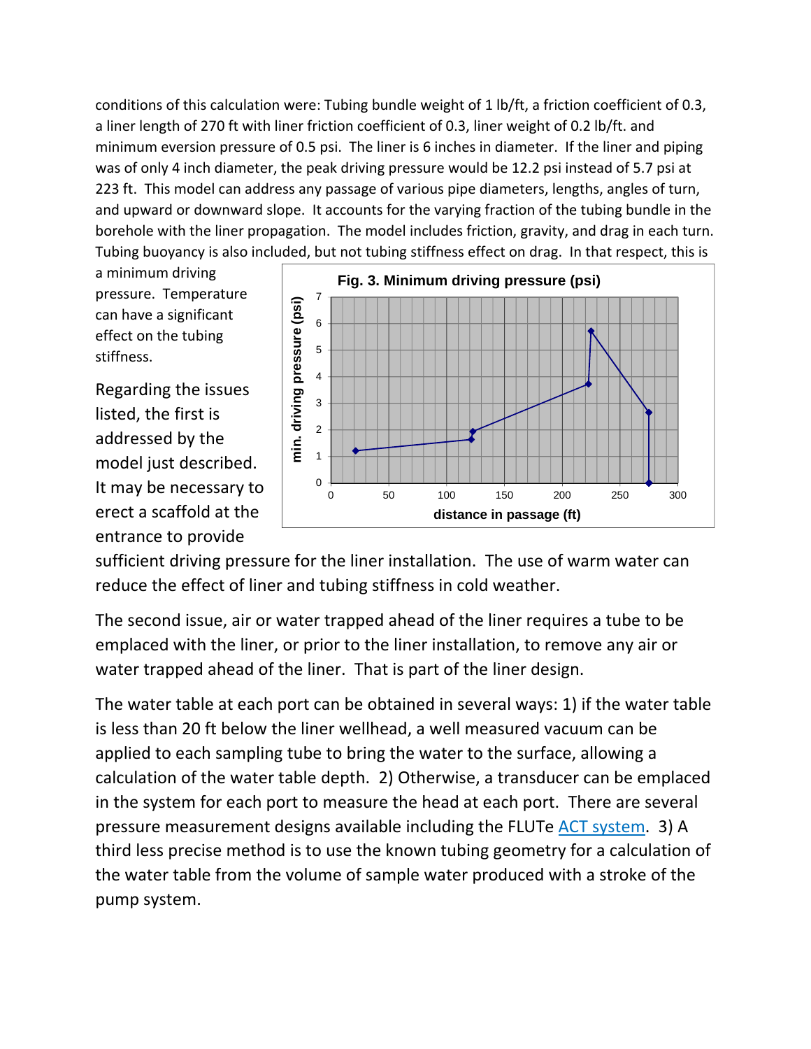conditions of this calculation were: Tubing bundle weight of 1 lb/ft, a friction coefficient of 0.3, a liner length of 270 ft with liner friction coefficient of 0.3, liner weight of 0.2 lb/ft. and minimum eversion pressure of 0.5 psi. The liner is 6 inches in diameter. If the liner and piping was of only 4 inch diameter, the peak driving pressure would be 12.2 psi instead of 5.7 psi at 223 ft. This model can address any passage of various pipe diameters, lengths, angles of turn, and upward or downward slope. It accounts for the varying fraction of the tubing bundle in the borehole with the liner propagation. The model includes friction, gravity, and drag in each turn. Tubing buoyancy is also included, but not tubing stiffness effect on drag. In that respect, this is a minimum driving pressure. Temperature can have a significant effect on the tubing stiffness.

Fig. 3. Minimum driving pressure (psi)

Regarding the issues listed, the first is addressed by the model just described. It may be necessary to erect a scaffold at the entrance to provide sufficient driving pressure for the liner installation. The use of warm water can reduce the effect of liner and tubing stiffness in cold weather.

The second issue, air or water trapped ahead of the liner requires a tube to be emplaced with the liner, or prior to the liner installation, to remove any air or water trapped ahead of the liner. That is part of the liner design.

The water table at each port can be obtained in several ways: 1) if the water table is less than 20 ft below the liner wellhead, a well measured vacuum can be applied to each sampling tube to bring the water to the surface, allowing a calculation of the water table depth. 2) Otherwise, a transducer can be emplaced in the system for each port to measure the head at each port. There are several pressure measurement designs available including the FLUTe ACT system. 3) A third less precise method is to use the known tubing geometry for a calculation of the water table from the volume of sample water produced with a stroke of the pump system.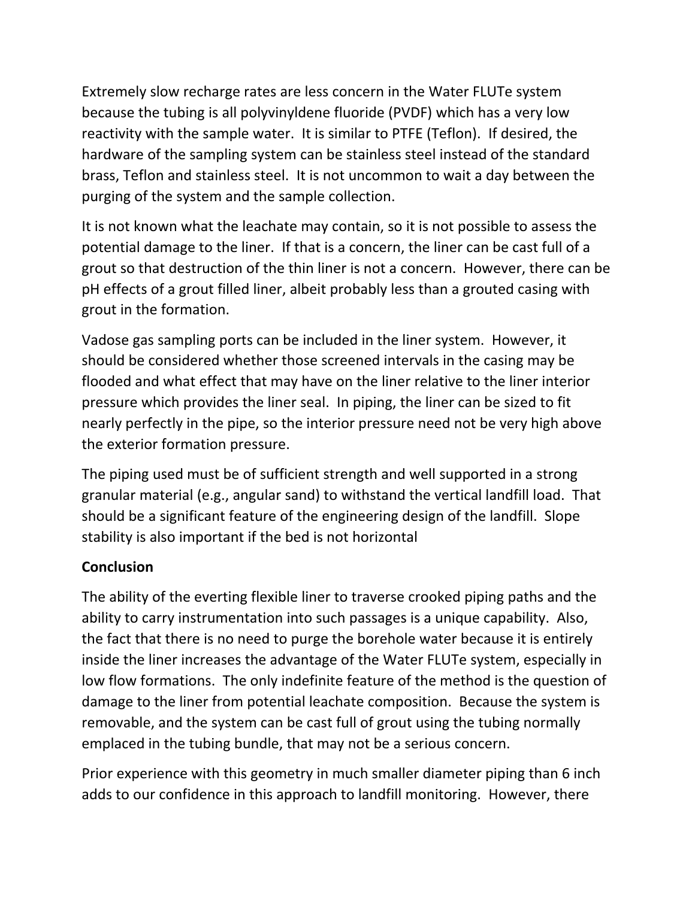Extremely slow recharge rates are less concern in the Water FLUTe system because the tubing is all polyvinyldene fluoride (PVDF) which has a very low reactivity with the sample water. It is similar to PTFE (Teflon). If desired, the hardware of the sampling system can be stainless steel instead of the standard brass, Teflon and stainless steel. It is not uncommon to wait a day between the purging of the system and the sample collection.

It is not known what the leachate may contain, so it is not possible to assess the potential damage to the liner. If that is a concern, the liner can be cast full of a grout so that destruction of the thin liner is not a concern. However, there can be pH effects of a grout filled liner, albeit probably less than a grouted casing with grout in the formation.

Vadose gas sampling ports can be included in the liner system. However, it should be considered whether those screened intervals in the casing may be flooded and what effect that may have on the liner relative to the liner interior pressure which provides the liner seal. In piping, the liner can be sized to fit nearly perfectly in the pipe, so the interior pressure need not be very high above the exterior formation pressure.

The piping used must be of sufficient strength and well supported in a strong granular material (e.g., angular sand) to withstand the vertical landfill load. That should be a significant feature of the engineering design of the landfill. Slope stability is also important if the bed is not horizontal

**Conclusion**

The ability of the everting flexible liner to traverse crooked piping paths and the ability to carry instrumentation into such passages is a unique capability. Also, the fact that there is no need to purge the borehole water because it is entirely inside the liner increases the advantage of the Water FLUTe system, especially in low flow formations. The only indefinite feature of the method is the question of damage to the liner from potential leachate composition. Because the system is removable, and the system can be cast full of grout using the tubing normally emplaced in the tubing bundle, that may not be a serious concern.

Prior experience with this geometry in much smaller diameter piping than 6 inch adds to our confidence in this approach to landfill monitoring. However, there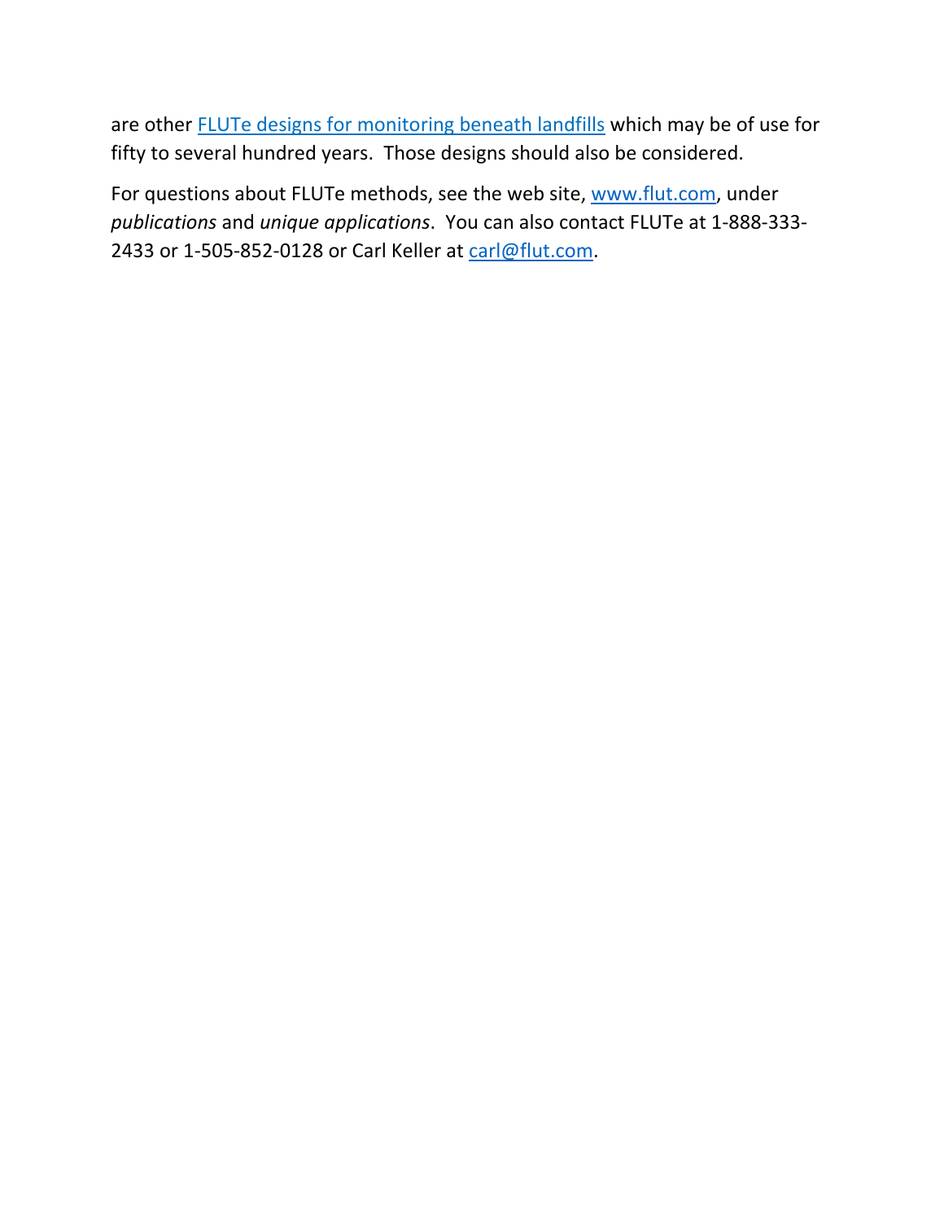are other [FLUTe designs for monitoring beneath landfills] which may be of use for fifty to several hundred years. Those designs should also be considered.

For questions about FLUTe methods, see the web site, www.flut.com, under *publications* and *unique applications*. You can also contact FLUTe at 1-888-333-2433 or 1-505-852-0128 or Carl Keller at carl@flut.com.